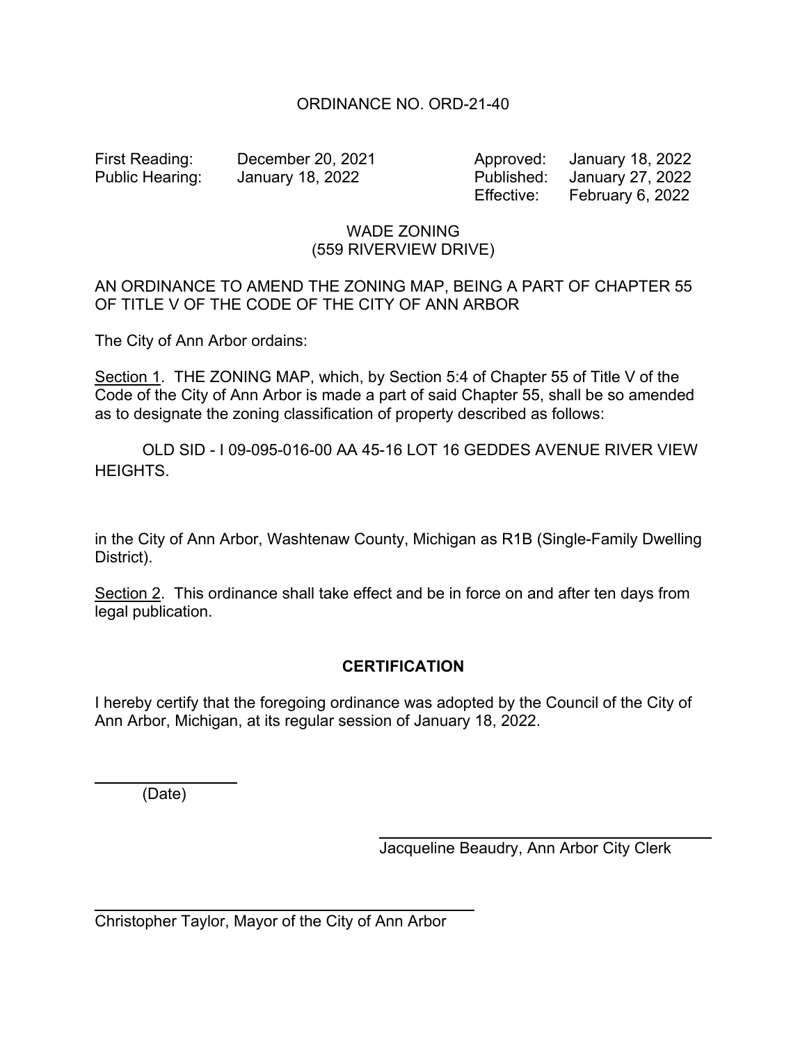# ORDINANCE NO. ORD-21-40

| | | | |
|---|---|---|---|
| First Reading: | December 20, 2021 | Approved: | January 18, 2022 |
| Public Hearing: | January 18, 2022 | Published: | January 27, 2022 |
| | | Effective: | February 6, 2022 |

## WADE ZONING
## (559 RIVERVIEW DRIVE)

AN ORDINANCE TO AMEND THE ZONING MAP, BEING A PART OF CHAPTER 55 OF TITLE V OF THE CODE OF THE CITY OF ANN ARBOR

The City of Ann Arbor ordains:

Section 1. THE ZONING MAP, which, by Section 5:4 of Chapter 55 of Title V of the Code of the City of Ann Arbor is made a part of said Chapter 55, shall be so amended as to designate the zoning classification of property described as follows:

OLD SID - I 09-095-016-00 AA 45-16 LOT 16 GEDDES AVENUE RIVER VIEW HEIGHTS.

in the City of Ann Arbor, Washtenaw County, Michigan as R1B (Single-Family Dwelling District).

Section 2. This ordinance shall take effect and be in force on and after ten days from legal publication.

**CERTIFICATION**

I hereby certify that the foregoing ordinance was adopted by the Council of the City of Ann Arbor, Michigan, at its regular session of January 18, 2022.

(Date)

Jacqueline Beaudry, Ann Arbor City Clerk

Christopher Taylor, Mayor of the City of Ann Arbor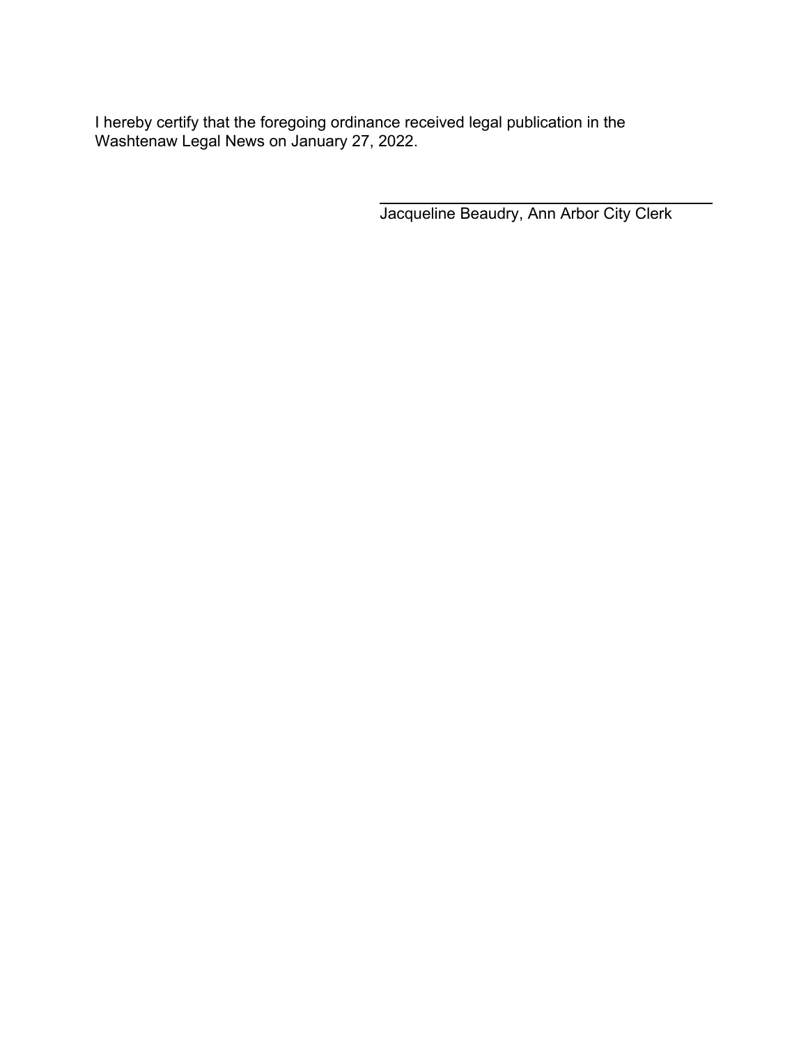I hereby certify that the foregoing ordinance received legal publication in the Washtenaw Legal News on January 27, 2022.

\_\_\_\_\_\_\_\_\_\_\_\_\_\_\_\_\_\_\_\_\_\_\_\_\_\_\_\_\_\_\_\_\_\_\_\_\_\_

Jacqueline Beaudry, Ann Arbor City Clerk